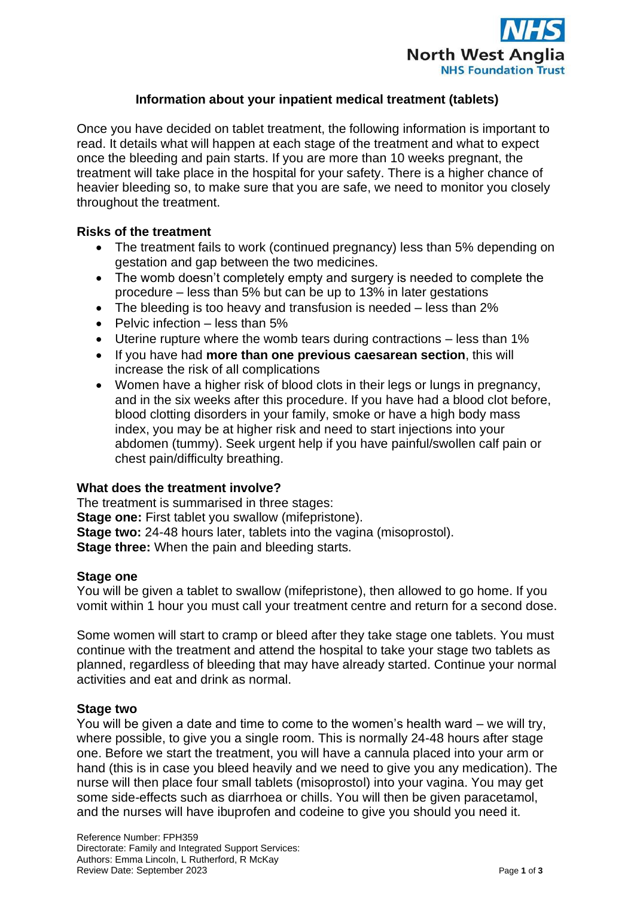# Information about your inpatient medical treatment (tablets)

Once you have decided on tablet treatment, the following information is important to read. It details what will happen at each stage of the treatment and what to expect once the bleeding and pain starts. If you are more than 10 weeks pregnant, the treatment will take place in the hospital for your safety. There is a higher chance of heavier bleeding so, to make sure that you are safe, we need to monitor you closely throughout the treatment.

## Risks of the treatment

- The treatment fails to work (continued pregnancy) less than 5% depending on gestation and gap between the two medicines.
- The womb doesn't completely empty and surgery is needed to complete the procedure – less than 5% but can be up to 13% in later gestations
- The bleeding is too heavy and transfusion is needed – less than 2%
- Pelvic infection – less than 5%
- Uterine rupture where the womb tears during contractions – less than 1%
- If you have had **more than one previous caesarean section**, this will increase the risk of all complications
- Women have a higher risk of blood clots in their legs or lungs in pregnancy, and in the six weeks after this procedure. If you have had a blood clot before, blood clotting disorders in your family, smoke or have a high body mass index, you may be at higher risk and need to start injections into your abdomen (tummy). Seek urgent help if you have painful/swollen calf pain or chest pain/difficulty breathing.

## What does the treatment involve?

The treatment is summarised in three stages:
**Stage one:** First tablet you swallow (mifepristone).
**Stage two:** 24-48 hours later, tablets into the vagina (misoprostol).
**Stage three:** When the pain and bleeding starts.

## Stage one

You will be given a tablet to swallow (mifepristone), then allowed to go home. If you vomit within 1 hour you must call your treatment centre and return for a second dose.

Some women will start to cramp or bleed after they take stage one tablets. You must continue with the treatment and attend the hospital to take your stage two tablets as planned, regardless of bleeding that may have already started. Continue your normal activities and eat and drink as normal.

## Stage two

You will be given a date and time to come to the women's health ward – we will try, where possible, to give you a single room. This is normally 24-48 hours after stage one. Before we start the treatment, you will have a cannula placed into your arm or hand (this is in case you bleed heavily and we need to give you any medication). The nurse will then place four small tablets (misoprostol) into your vagina. You may get some side-effects such as diarrhoea or chills. You will then be given paracetamol, and the nurses will have ibuprofen and codeine to give you should you need it.

Reference Number: FPH359
Directorate: Family and Integrated Support Services:
Authors: Emma Lincoln, L Rutherford, R McKay
Review Date: September 2023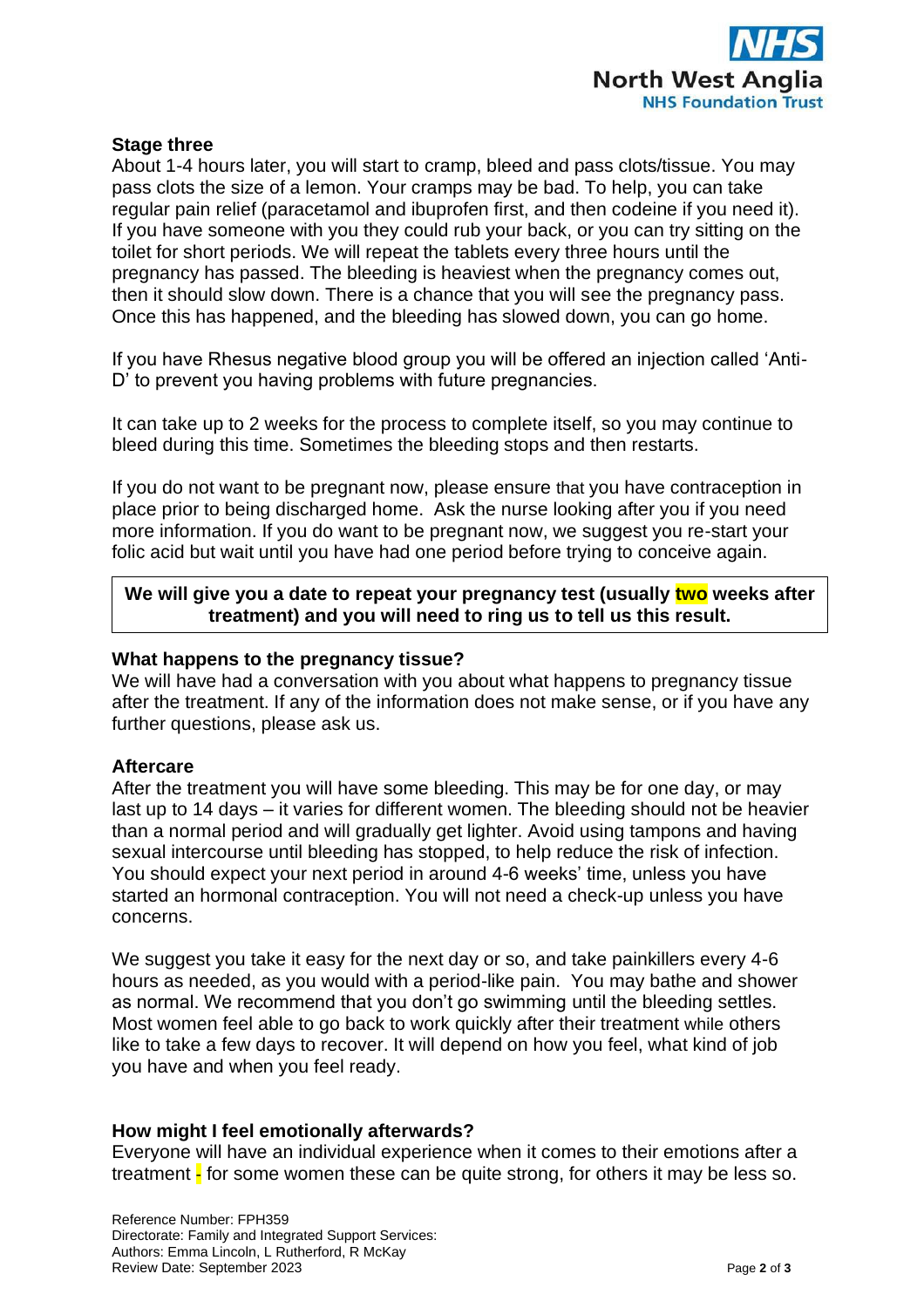### Stage three

About 1-4 hours later, you will start to cramp, bleed and pass clots/tissue. You may pass clots the size of a lemon. Your cramps may be bad. To help, you can take regular pain relief (paracetamol and ibuprofen first, and then codeine if you need it). If you have someone with you they could rub your back, or you can try sitting on the toilet for short periods. We will repeat the tablets every three hours until the pregnancy has passed. The bleeding is heaviest when the pregnancy comes out, then it should slow down. There is a chance that you will see the pregnancy pass. Once this has happened, and the bleeding has slowed down, you can go home.

If you have Rhesus negative blood group you will be offered an injection called 'Anti-D' to prevent you having problems with future pregnancies.

It can take up to 2 weeks for the process to complete itself, so you may continue to bleed during this time. Sometimes the bleeding stops and then restarts.

If you do not want to be pregnant now, please ensure that you have contraception in place prior to being discharged home. Ask the nurse looking after you if you need more information. If you do want to be pregnant now, we suggest you re-start your folic acid but wait until you have had one period before trying to conceive again.

**We will give you a date to repeat your pregnancy test (usually two weeks after treatment) and you will need to ring us to tell us this result.**

### What happens to the pregnancy tissue?

We will have had a conversation with you about what happens to pregnancy tissue after the treatment. If any of the information does not make sense, or if you have any further questions, please ask us.

### Aftercare

After the treatment you will have some bleeding. This may be for one day, or may last up to 14 days – it varies for different women. The bleeding should not be heavier than a normal period and will gradually get lighter. Avoid using tampons and having sexual intercourse until bleeding has stopped, to help reduce the risk of infection. You should expect your next period in around 4-6 weeks' time, unless you have started an hormonal contraception. You will not need a check-up unless you have concerns.

We suggest you take it easy for the next day or so, and take painkillers every 4-6 hours as needed, as you would with a period-like pain. You may bathe and shower as normal. We recommend that you don't go swimming until the bleeding settles. Most women feel able to go back to work quickly after their treatment while others like to take a few days to recover. It will depend on how you feel, what kind of job you have and when you feel ready.

### How might I feel emotionally afterwards?

Everyone will have an individual experience when it comes to their emotions after a treatment - for some women these can be quite strong, for others it may be less so.

Reference Number: FPH359
Directorate: Family and Integrated Support Services:
Authors: Emma Lincoln, L Rutherford, R McKay
Review Date: September 2023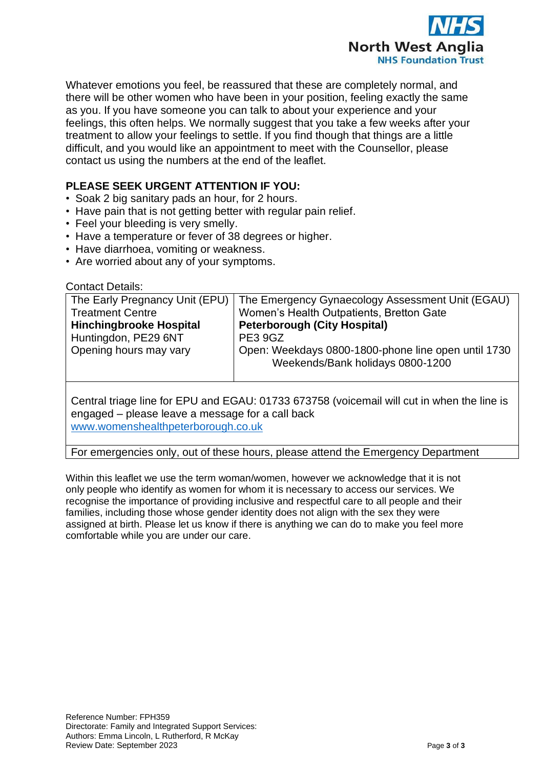Whatever emotions you feel, be reassured that these are completely normal, and there will be other women who have been in your position, feeling exactly the same as you. If you have someone you can talk to about your experience and your feelings, this often helps. We normally suggest that you take a few weeks after your treatment to allow your feelings to settle. If you find though that things are a little difficult, and you would like an appointment to meet with the Counsellor, please contact us using the numbers at the end of the leaflet.

## PLEASE SEEK URGENT ATTENTION IF YOU:

- Soak 2 big sanitary pads an hour, for 2 hours.
- Have pain that is not getting better with regular pain relief.
- Feel your bleeding is very smelly.
- Have a temperature or fever of 38 degrees or higher.
- Have diarrhoea, vomiting or weakness.
- Are worried about any of your symptoms.

Contact Details:

| | |
|---|---|
| The Early Pregnancy Unit (EPU) Treatment Centre<br>**Hinchingbrooke Hospital**<br>Huntingdon, PE29 6NT<br>Opening hours may vary | The Emergency Gynaecology Assessment Unit (EGAU)<br>Women's Health Outpatients, Bretton Gate<br>**Peterborough (City Hospital)**<br>PE3 9GZ<br>Open: Weekdays 0800-1800-phone line open until 1730<br>Weekends/Bank holidays 0800-1200 |
| Central triage line for EPU and EGAU: 01733 673758 (voicemail will cut in when the line is engaged – please leave a message for a call back<br>www.womenshealthpeterborough.co.uk | |
| For emergencies only, out of these hours, please attend the Emergency Department | |

Within this leaflet we use the term woman/women, however we acknowledge that it is not only people who identify as women for whom it is necessary to access our services. We recognise the importance of providing inclusive and respectful care to all people and their families, including those whose gender identity does not align with the sex they were assigned at birth. Please let us know if there is anything we can do to make you feel more comfortable while you are under our care.

Reference Number: FPH359
Directorate: Family and Integrated Support Services:
Authors: Emma Lincoln, L Rutherford, R McKay
Review Date: September 2023